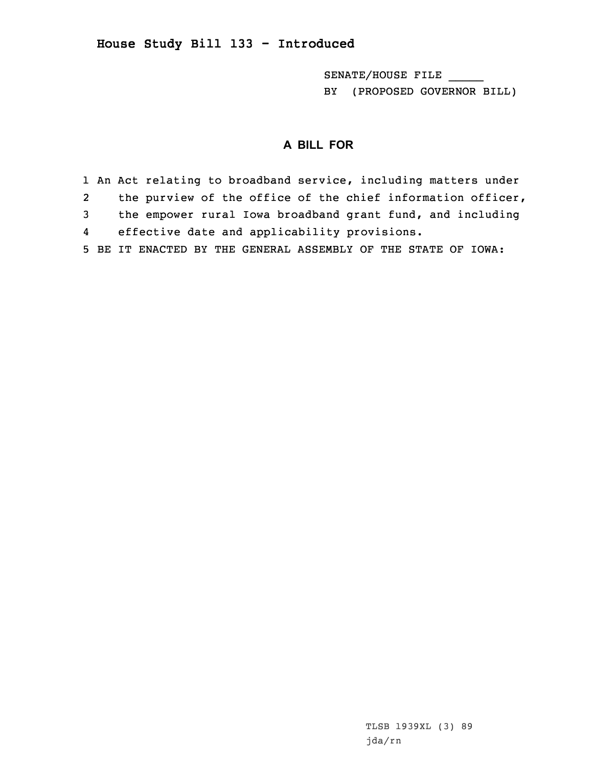# House Study Bill 133 - Introduced

SENATE/HOUSE FILE _____

BY (PROPOSED GOVERNOR BILL)

## A BILL FOR

1 An Act relating to broadband service, including matters under
2 the purview of the office of the chief information officer,
3 the empower rural Iowa broadband grant fund, and including
4 effective date and applicability provisions.
5 BE IT ENACTED BY THE GENERAL ASSEMBLY OF THE STATE OF IOWA:

TLSB 1939XL (3) 89
jda/rn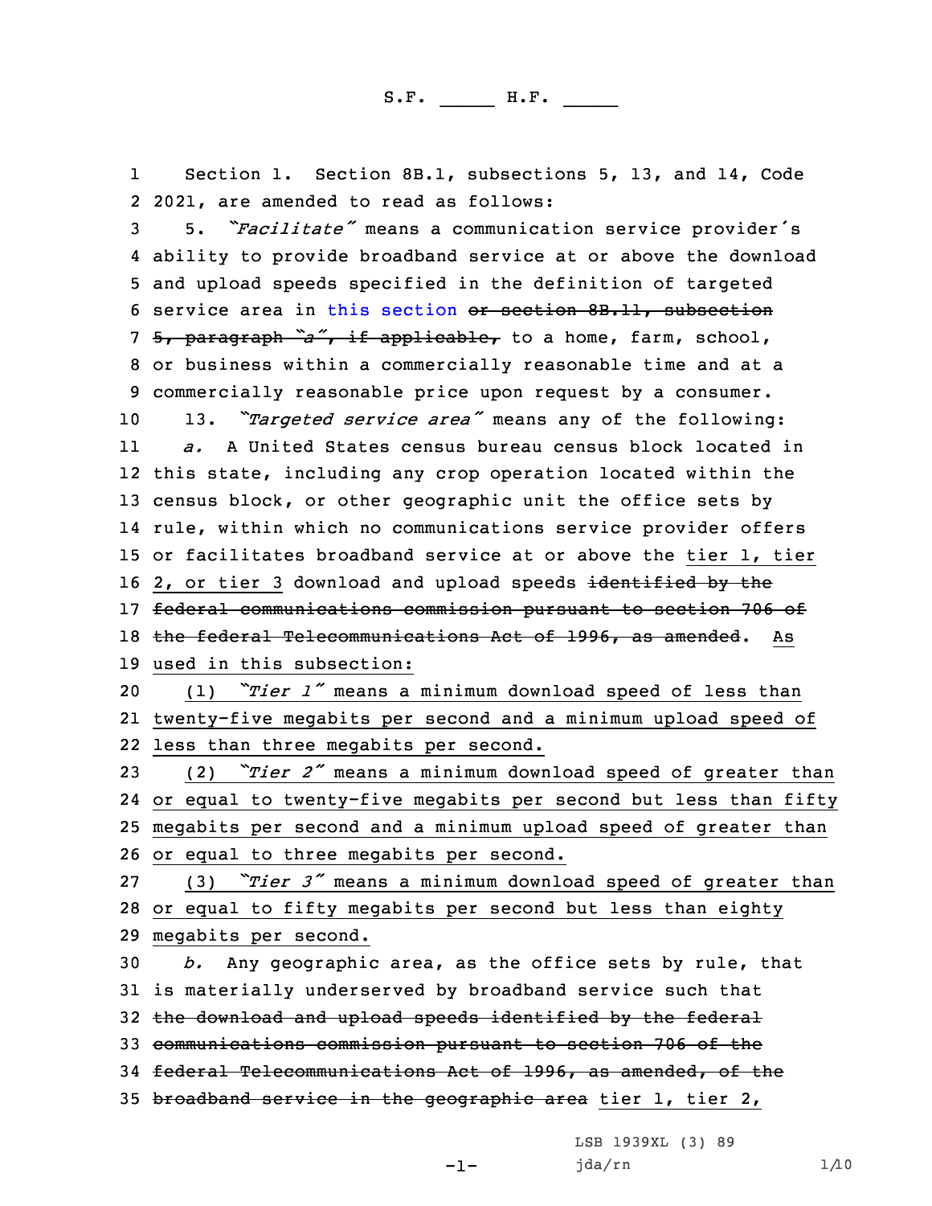S.F. _____ H.F. _____

1 Section 1. Section 8B.1, subsections 5, 13, and 14, Code
2 2021, are amended to read as follows:

3 5. *"Facilitate"* means a communication service provider's
4 ability to provide broadband service at or above the download
5 and upload speeds specified in the definition of targeted
6 service area in this section ~~or section 8B.11, subsection~~
7 ~~5, paragraph "a", if applicable,~~ to a home, farm, school,
8 or business within a commercially reasonable time and at a
9 commercially reasonable price upon request by a consumer.

10 13. *"Targeted service area"* means any of the following:

11 *a.* A United States census bureau census block located in
12 this state, including any crop operation located within the
13 census block, or other geographic unit the office sets by
14 rule, within which no communications service provider offers
15 or facilitates broadband service at or above the tier 1, tier
16 2, or tier 3 download and upload speeds ~~identified by the~~
17 ~~federal communications commission pursuant to section 706 of~~
18 ~~the federal Telecommunications Act of 1996, as amended~~. As
19 used in this subsection:

20 (1) *"Tier 1"* means a minimum download speed of less than
21 twenty-five megabits per second and a minimum upload speed of
22 less than three megabits per second.

23 (2) *"Tier 2"* means a minimum download speed of greater than
24 or equal to twenty-five megabits per second but less than fifty
25 megabits per second and a minimum upload speed of greater than
26 or equal to three megabits per second.

27 (3) *"Tier 3"* means a minimum download speed of greater than
28 or equal to fifty megabits per second but less than eighty
29 megabits per second.

30 *b.* Any geographic area, as the office sets by rule, that
31 is materially underserved by broadband service such that
32 ~~the download and upload speeds identified by the federal~~
33 ~~communications commission pursuant to section 706 of the~~
34 ~~federal Telecommunications Act of 1996, as amended, of the~~
35 ~~broadband service in the geographic area~~ tier 1, tier 2,

LSB 1939XL (3) 89
jda/rn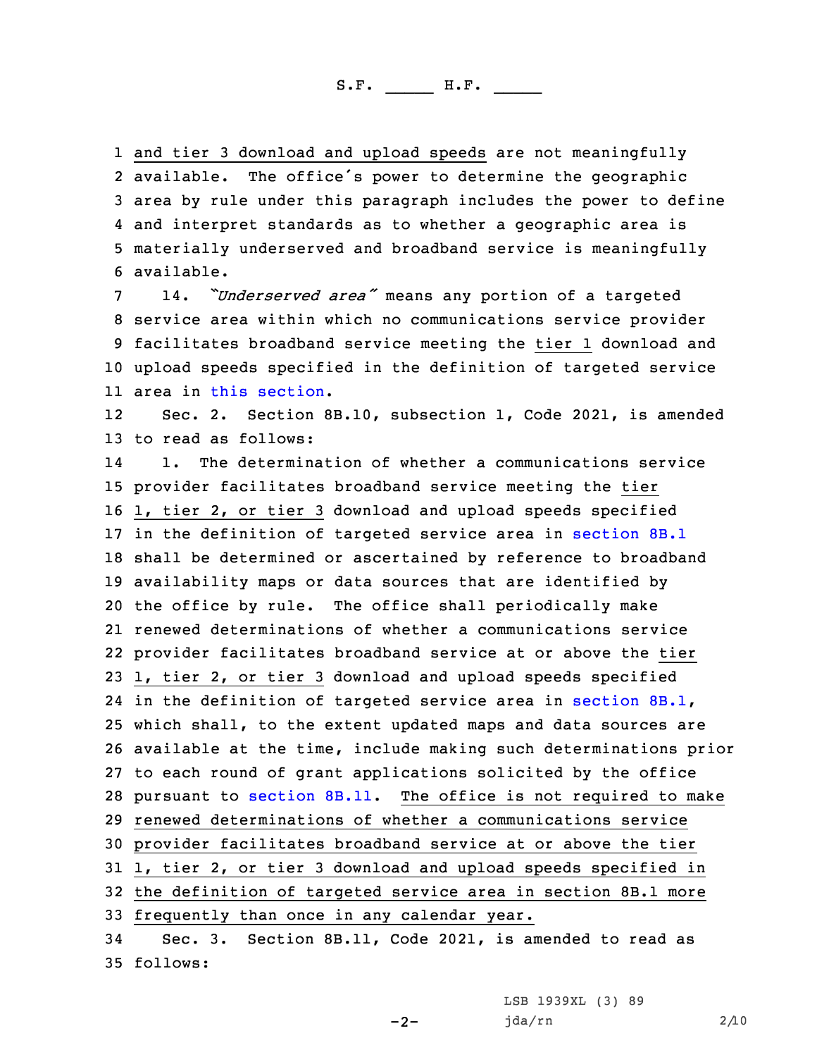and tier 3 download and upload speeds are not meaningfully available. The office's power to determine the geographic area by rule under this paragraph includes the power to define and interpret standards as to whether a geographic area is materially underserved and broadband service is meaningfully available.

14. *"Underserved area"* means any portion of a targeted service area within which no communications service provider facilitates broadband service meeting the tier 1 download and upload speeds specified in the definition of targeted service area in this section.

Sec. 2. Section 8B.10, subsection 1, Code 2021, is amended to read as follows:

1. The determination of whether a communications service provider facilitates broadband service meeting the tier 1, tier 2, or tier 3 download and upload speeds specified in the definition of targeted service area in section 8B.1 shall be determined or ascertained by reference to broadband availability maps or data sources that are identified by the office by rule. The office shall periodically make renewed determinations of whether a communications service provider facilitates broadband service at or above the tier 1, tier 2, or tier 3 download and upload speeds specified in the definition of targeted service area in section 8B.1, which shall, to the extent updated maps and data sources are available at the time, include making such determinations prior to each round of grant applications solicited by the office pursuant to section 8B.11. The office is not required to make renewed determinations of whether a communications service provider facilitates broadband service at or above the tier 1, tier 2, or tier 3 download and upload speeds specified in the definition of targeted service area in section 8B.1 more frequently than once in any calendar year.

Sec. 3. Section 8B.11, Code 2021, is amended to read as follows: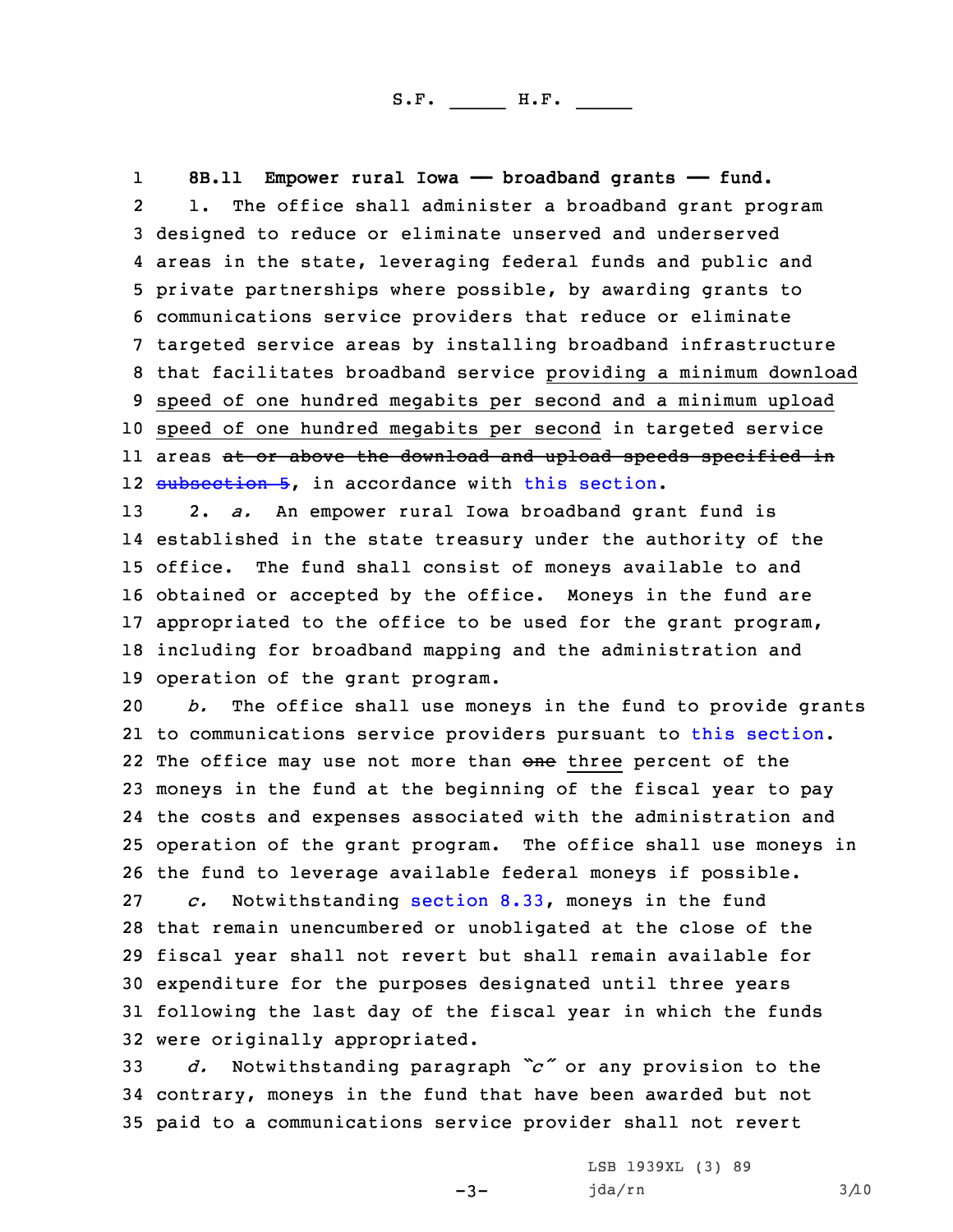**8B.11 Empower rural Iowa — broadband grants — fund.**

1. The office shall administer a broadband grant program designed to reduce or eliminate unserved and underserved areas in the state, leveraging federal funds and public and private partnerships where possible, by awarding grants to communications service providers that reduce or eliminate targeted service areas by installing broadband infrastructure that facilitates broadband service providing a minimum download speed of one hundred megabits per second and a minimum upload speed of one hundred megabits per second in targeted service areas ~~at or above the download and upload speeds specified in subsection 5~~, in accordance with this section.

2. *a.* An empower rural Iowa broadband grant fund is established in the state treasury under the authority of the office. The fund shall consist of moneys available to and obtained or accepted by the office. Moneys in the fund are appropriated to the office to be used for the grant program, including for broadband mapping and the administration and operation of the grant program.

*b.* The office shall use moneys in the fund to provide grants to communications service providers pursuant to this section. The office may use not more than ~~one~~ three percent of the moneys in the fund at the beginning of the fiscal year to pay the costs and expenses associated with the administration and operation of the grant program. The office shall use moneys in the fund to leverage available federal moneys if possible.

*c.* Notwithstanding section 8.33, moneys in the fund that remain unencumbered or unobligated at the close of the fiscal year shall not revert but shall remain available for expenditure for the purposes designated until three years following the last day of the fiscal year in which the funds were originally appropriated.

*d.* Notwithstanding paragraph *"c"* or any provision to the contrary, moneys in the fund that have been awarded but not paid to a communications service provider shall not revert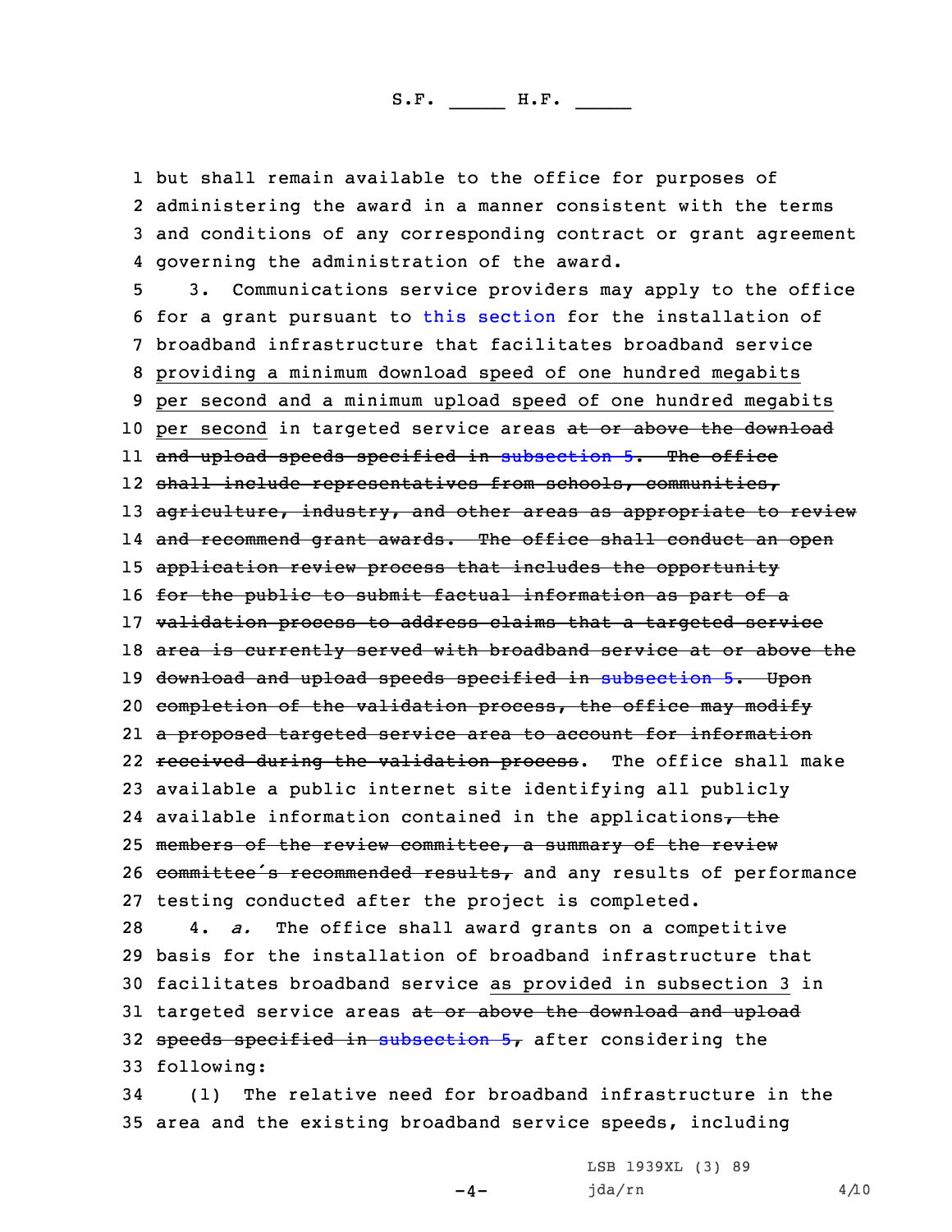but shall remain available to the office for purposes of administering the award in a manner consistent with the terms and conditions of any corresponding contract or grant agreement governing the administration of the award.

3. Communications service providers may apply to the office for a grant pursuant to this section for the installation of broadband infrastructure that facilitates broadband service providing a minimum download speed of one hundred megabits per second and a minimum upload speed of one hundred megabits per second in targeted service areas ~~at or above the download and upload speeds specified in subsection 5. The office shall include representatives from schools, communities, agriculture, industry, and other areas as appropriate to review and recommend grant awards. The office shall conduct an open application review process that includes the opportunity for the public to submit factual information as part of a validation process to address claims that a targeted service area is currently served with broadband service at or above the download and upload speeds specified in subsection 5. Upon completion of the validation process, the office may modify a proposed targeted service area to account for information received during the validation process~~. The office shall make available a public internet site identifying all publicly available information contained in the applications~~, the members of the review committee, a summary of the review committee's recommended results,~~ and any results of performance testing conducted after the project is completed.

4. *a.* The office shall award grants on a competitive basis for the installation of broadband infrastructure that facilitates broadband service as provided in subsection 3 in targeted service areas ~~at or above the download and upload speeds specified in subsection 5,~~ after considering the following:

(1) The relative need for broadband infrastructure in the area and the existing broadband service speeds, including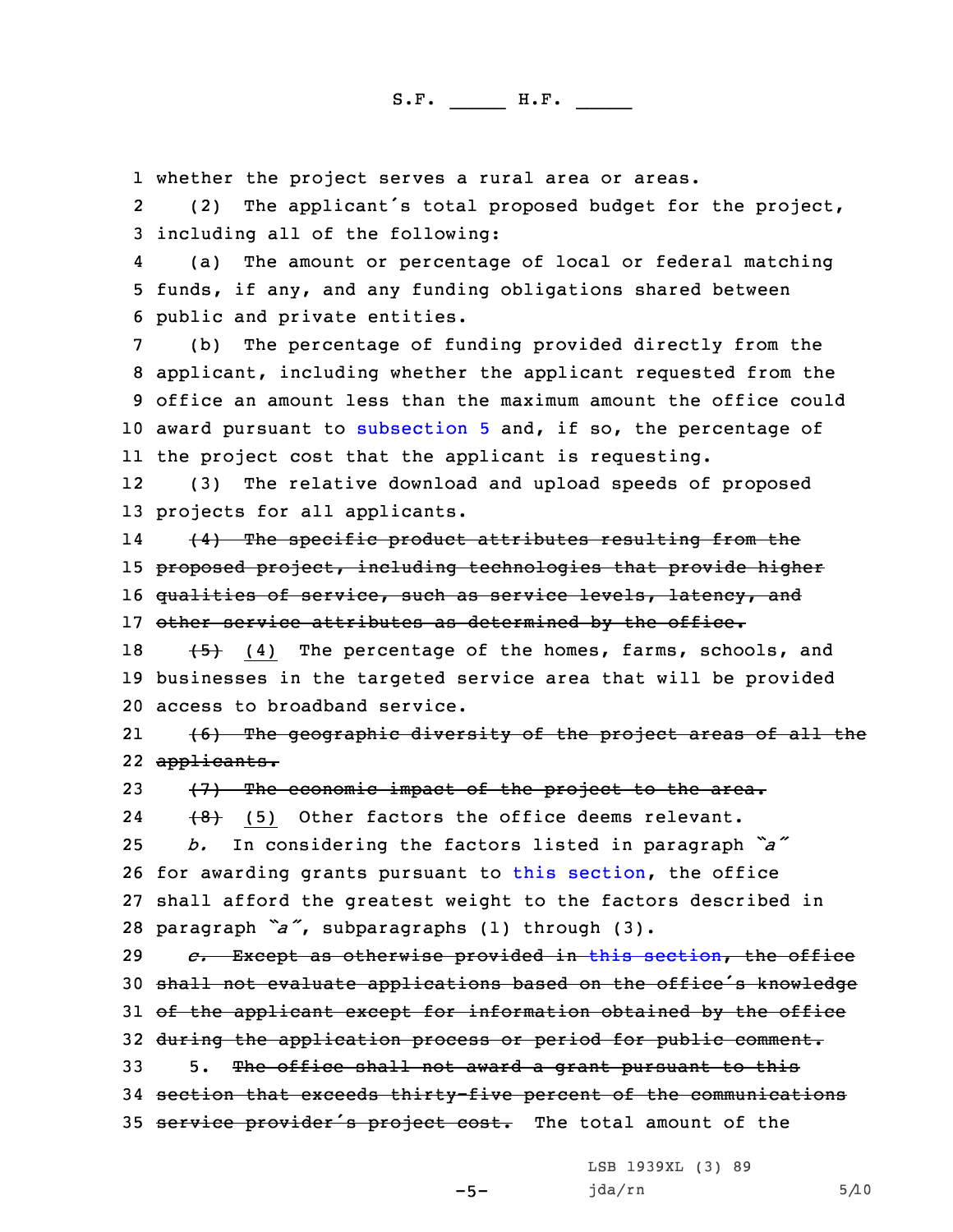whether the project serves a rural area or areas.

(2) The applicant's total proposed budget for the project, including all of the following:

(a) The amount or percentage of local or federal matching funds, if any, and any funding obligations shared between public and private entities.

(b) The percentage of funding provided directly from the applicant, including whether the applicant requested from the office an amount less than the maximum amount the office could award pursuant to subsection 5 and, if so, the percentage of the project cost that the applicant is requesting.

(3) The relative download and upload speeds of proposed projects for all applicants.

~~(4) The specific product attributes resulting from the proposed project, including technologies that provide higher qualities of service, such as service levels, latency, and other service attributes as determined by the office.~~

~~(5)~~ (4) The percentage of the homes, farms, schools, and businesses in the targeted service area that will be provided access to broadband service.

~~(6) The geographic diversity of the project areas of all the applicants.~~

~~(7) The economic impact of the project to the area.~~

~~(8)~~ (5) Other factors the office deems relevant.

*b.* In considering the factors listed in paragraph *"a"* for awarding grants pursuant to this section, the office shall afford the greatest weight to the factors described in paragraph *"a"*, subparagraphs (1) through (3).

~~*c.* Except as otherwise provided in this section, the office shall not evaluate applications based on the office's knowledge of the applicant except for information obtained by the office during the application process or period for public comment.~~

5. ~~The office shall not award a grant pursuant to this section that exceeds thirty-five percent of the communications service provider's project cost.~~ The total amount of the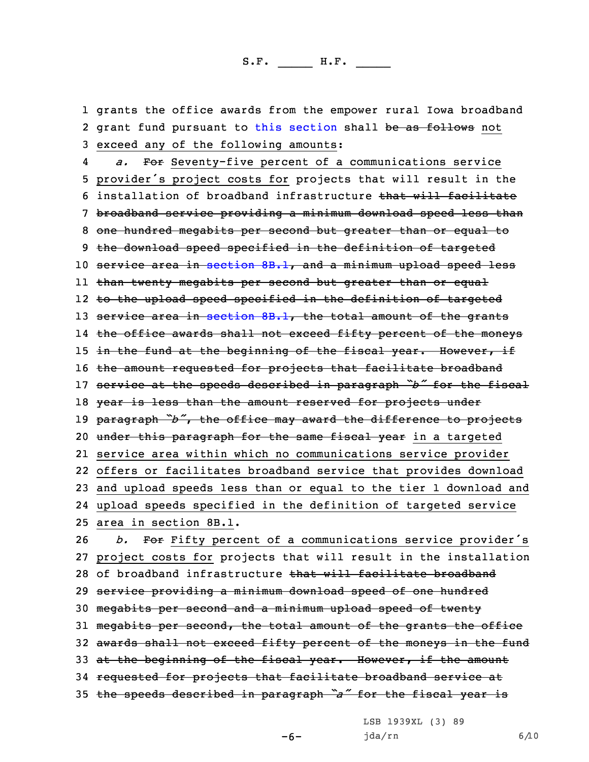1 grants the office awards from the empower rural Iowa broadband
2 grant fund pursuant to this section shall ~~be as follows~~ not
3 exceed any of the following amounts:

4 *a.* ~~For~~ Seventy-five percent of a communications service
5 provider's project costs for projects that will result in the
6 installation of broadband infrastructure ~~that will facilitate~~
7 ~~broadband service providing a minimum download speed less than~~
8 ~~one hundred megabits per second but greater than or equal to~~
9 ~~the download speed specified in the definition of targeted~~
10 ~~service area in section 8B.1, and a minimum upload speed less~~
11 ~~than twenty megabits per second but greater than or equal~~
12 ~~to the upload speed specified in the definition of targeted~~
13 ~~service area in section 8B.1, the total amount of the grants~~
14 ~~the office awards shall not exceed fifty percent of the moneys~~
15 ~~in the fund at the beginning of the fiscal year. However, if~~
16 ~~the amount requested for projects that facilitate broadband~~
17 ~~service at the speeds described in paragraph "b" for the fiscal~~
18 ~~year is less than the amount reserved for projects under~~
19 ~~paragraph "b", the office may award the difference to projects~~
20 ~~under this paragraph for the same fiscal year~~ in a targeted
21 service area within which no communications service provider
22 offers or facilitates broadband service that provides download
23 and upload speeds less than or equal to the tier 1 download and
24 upload speeds specified in the definition of targeted service
25 area in section 8B.1.

26 *b.* ~~For~~ Fifty percent of a communications service provider's
27 project costs for projects that will result in the installation
28 of broadband infrastructure ~~that will facilitate broadband~~
29 ~~service providing a minimum download speed of one hundred~~
30 ~~megabits per second and a minimum upload speed of twenty~~
31 ~~megabits per second, the total amount of the grants the office~~
32 ~~awards shall not exceed fifty percent of the moneys in the fund~~
33 ~~at the beginning of the fiscal year. However, if the amount~~
34 ~~requested for projects that facilitate broadband service at~~
35 ~~the speeds described in paragraph "a" for the fiscal year is~~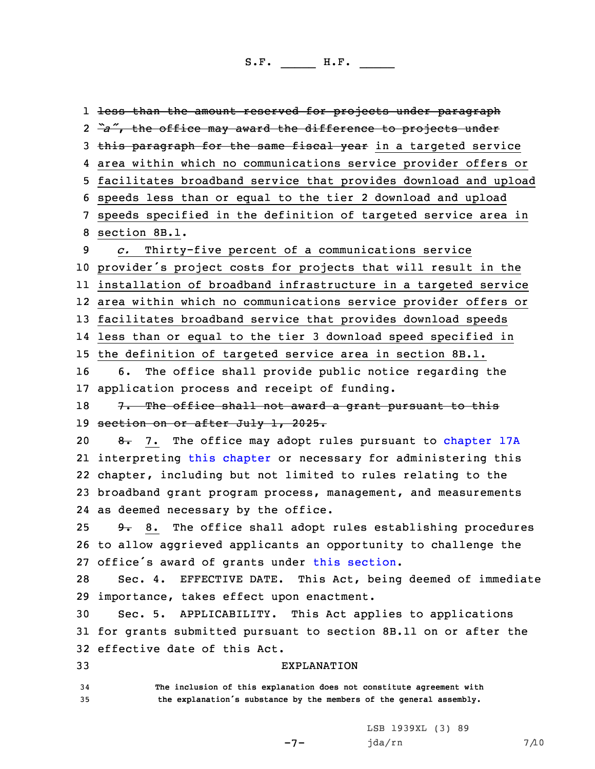~~less than the amount reserved for projects under paragraph "a", the office may award the difference to projects under this paragraph for the same fiscal year~~ in a targeted service area within which no communications service provider offers or facilitates broadband service that provides download and upload speeds less than or equal to the tier 2 download and upload speeds specified in the definition of targeted service area in section 8B.1.

*c.* Thirty-five percent of a communications service provider's project costs for projects that will result in the installation of broadband infrastructure in a targeted service area within which no communications service provider offers or facilitates broadband service that provides download speeds less than or equal to the tier 3 download speed specified in the definition of targeted service area in section 8B.1.

6. The office shall provide public notice regarding the application process and receipt of funding.

~~7. The office shall not award a grant pursuant to this section on or after July 1, 2025.~~

~~8.~~ 7. The office may adopt rules pursuant to chapter 17A interpreting this chapter or necessary for administering this chapter, including but not limited to rules relating to the broadband grant program process, management, and measurements as deemed necessary by the office.

~~9.~~ 8. The office shall adopt rules establishing procedures to allow aggrieved applicants an opportunity to challenge the office's award of grants under this section.

Sec. 4. EFFECTIVE DATE. This Act, being deemed of immediate importance, takes effect upon enactment.

Sec. 5. APPLICABILITY. This Act applies to applications for grants submitted pursuant to section 8B.11 on or after the effective date of this Act.

EXPLANATION

The inclusion of this explanation does not constitute agreement with the explanation's substance by the members of the general assembly.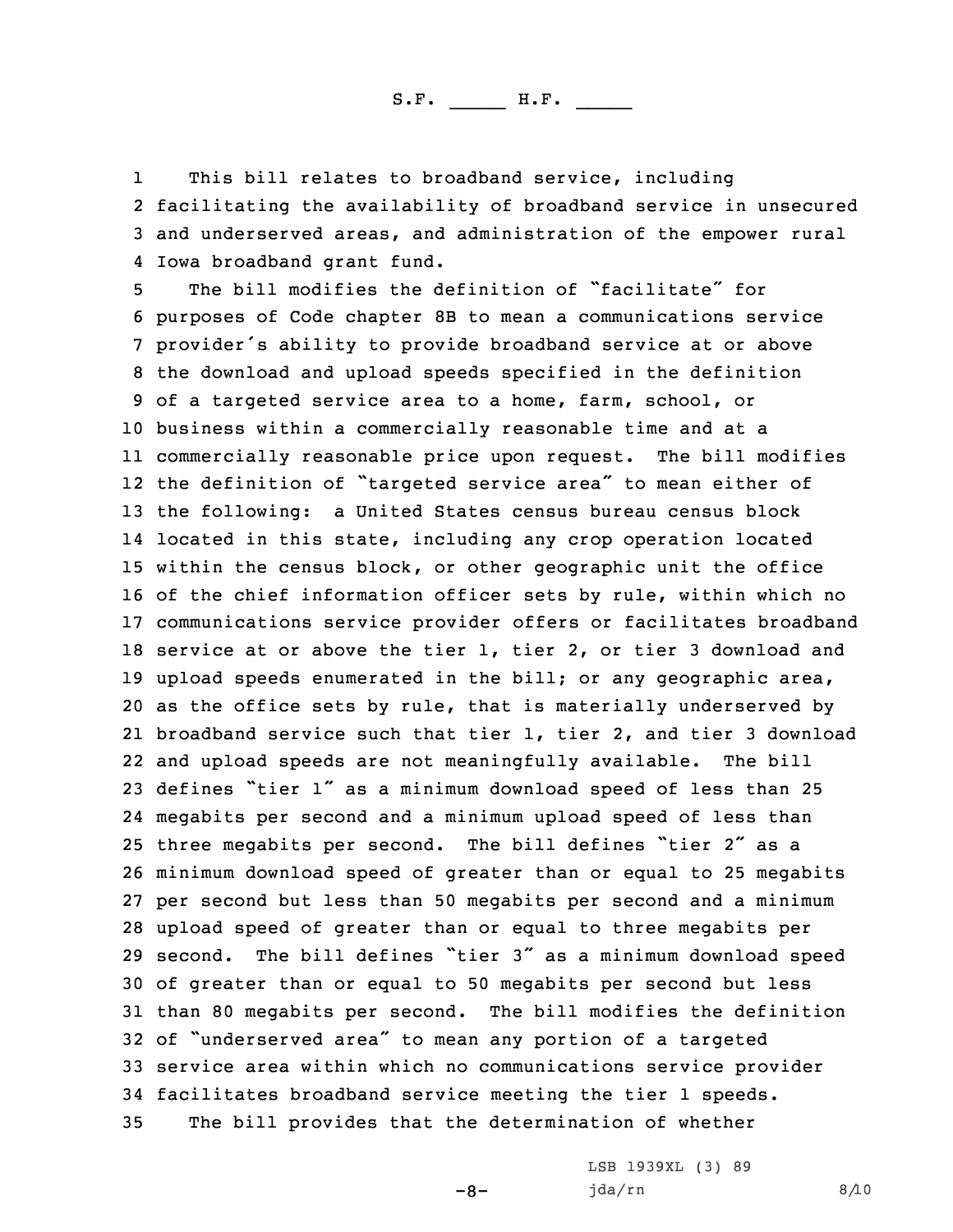This bill relates to broadband service, including facilitating the availability of broadband service in unsecured and underserved areas, and administration of the empower rural Iowa broadband grant fund.

The bill modifies the definition of "facilitate" for purposes of Code chapter 8B to mean a communications service provider's ability to provide broadband service at or above the download and upload speeds specified in the definition of a targeted service area to a home, farm, school, or business within a commercially reasonable time and at a commercially reasonable price upon request. The bill modifies the definition of "targeted service area" to mean either of the following: a United States census bureau census block located in this state, including any crop operation located within the census block, or other geographic unit the office of the chief information officer sets by rule, within which no communications service provider offers or facilitates broadband service at or above the tier 1, tier 2, or tier 3 download and upload speeds enumerated in the bill; or any geographic area, as the office sets by rule, that is materially underserved by broadband service such that tier 1, tier 2, and tier 3 download and upload speeds are not meaningfully available. The bill defines "tier 1" as a minimum download speed of less than 25 megabits per second and a minimum upload speed of less than three megabits per second. The bill defines "tier 2" as a minimum download speed of greater than or equal to 25 megabits per second but less than 50 megabits per second and a minimum upload speed of greater than or equal to three megabits per second. The bill defines "tier 3" as a minimum download speed of greater than or equal to 50 megabits per second but less than 80 megabits per second. The bill modifies the definition of "underserved area" to mean any portion of a targeted service area within which no communications service provider facilitates broadband service meeting the tier 1 speeds.

The bill provides that the determination of whether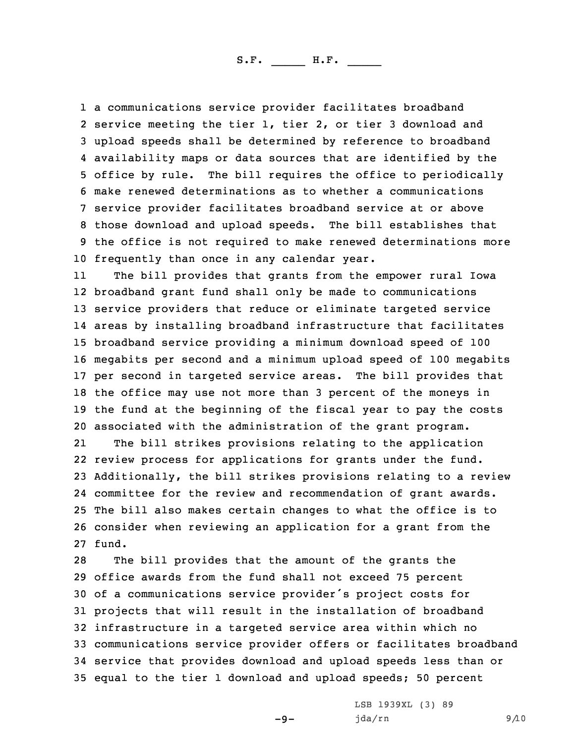a communications service provider facilitates broadband service meeting the tier 1, tier 2, or tier 3 download and upload speeds shall be determined by reference to broadband availability maps or data sources that are identified by the office by rule. The bill requires the office to periodically make renewed determinations as to whether a communications service provider facilitates broadband service at or above those download and upload speeds. The bill establishes that the office is not required to make renewed determinations more frequently than once in any calendar year.

The bill provides that grants from the empower rural Iowa broadband grant fund shall only be made to communications service providers that reduce or eliminate targeted service areas by installing broadband infrastructure that facilitates broadband service providing a minimum download speed of 100 megabits per second and a minimum upload speed of 100 megabits per second in targeted service areas. The bill provides that the office may use not more than 3 percent of the moneys in the fund at the beginning of the fiscal year to pay the costs associated with the administration of the grant program.

The bill strikes provisions relating to the application review process for applications for grants under the fund. Additionally, the bill strikes provisions relating to a review committee for the review and recommendation of grant awards. The bill also makes certain changes to what the office is to consider when reviewing an application for a grant from the fund.

The bill provides that the amount of the grants the office awards from the fund shall not exceed 75 percent of a communications service provider´s project costs for projects that will result in the installation of broadband infrastructure in a targeted service area within which no communications service provider offers or facilitates broadband service that provides download and upload speeds less than or equal to the tier 1 download and upload speeds; 50 percent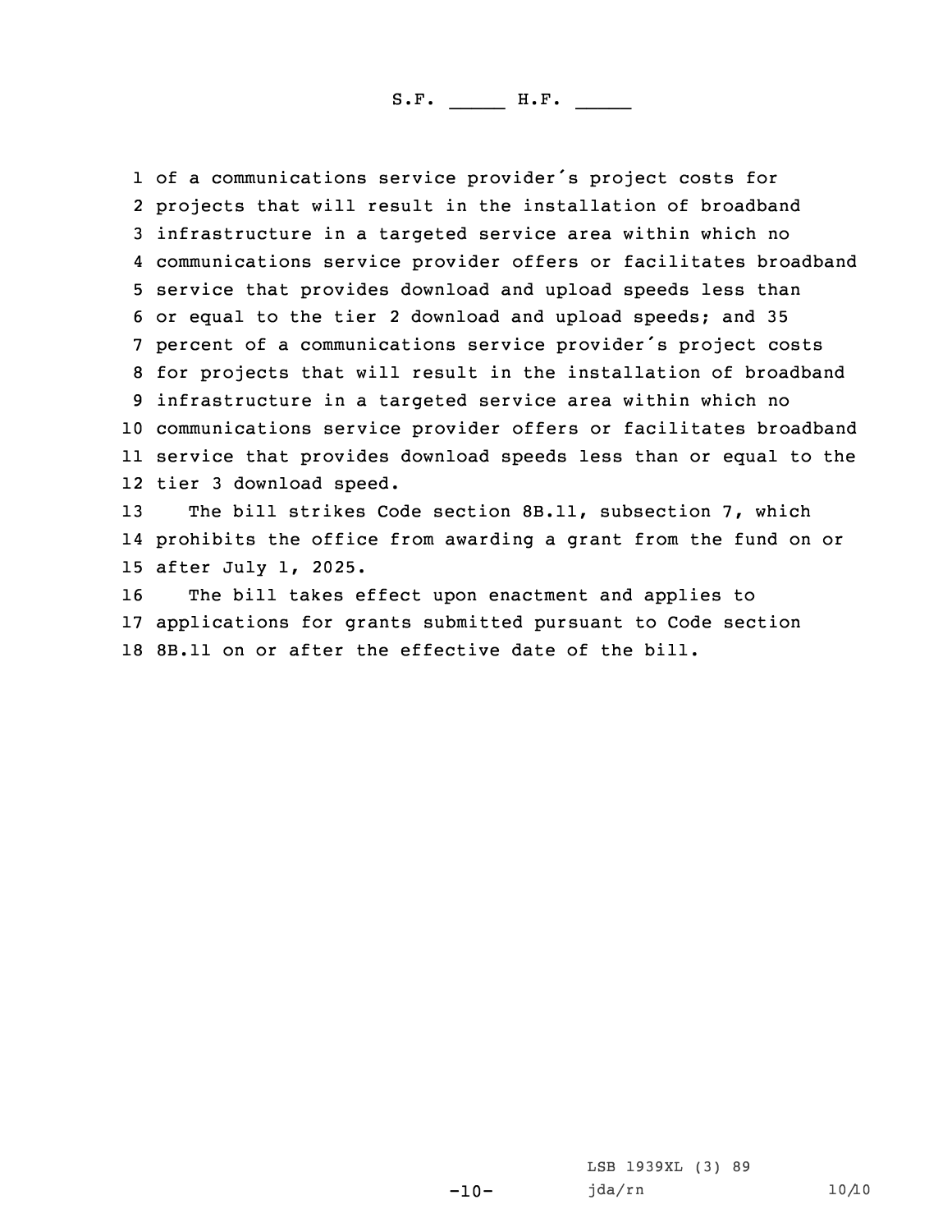of a communications service provider's project costs for projects that will result in the installation of broadband infrastructure in a targeted service area within which no communications service provider offers or facilitates broadband service that provides download and upload speeds less than or equal to the tier 2 download and upload speeds; and 35 percent of a communications service provider's project costs for projects that will result in the installation of broadband infrastructure in a targeted service area within which no communications service provider offers or facilitates broadband service that provides download speeds less than or equal to the tier 3 download speed.

The bill strikes Code section 8B.11, subsection 7, which prohibits the office from awarding a grant from the fund on or after July 1, 2025.

The bill takes effect upon enactment and applies to applications for grants submitted pursuant to Code section 8B.11 on or after the effective date of the bill.